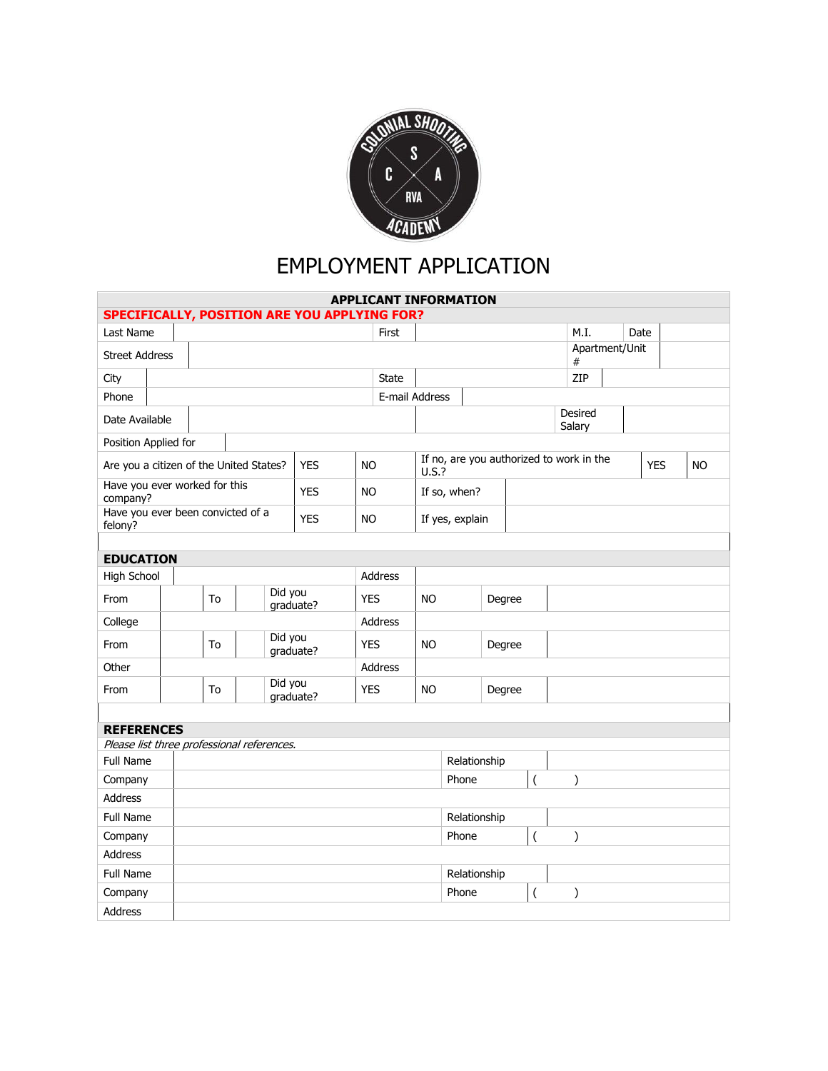# EMPLOYMENT APPLICATION

## APPLICANT INFORMATION

**SPECIFICALLY, POSITION ARE YOU APPLYING FOR?**

| | | | | | | | |
|---|---|---|---|---|---|---|---|
| Last Name | | First | | M.I. | | Date | |
| Street Address | | | | Apartment/Unit # | | | |
| City | | State | | ZIP | | | |
| Phone | | E-mail Address | | | | | |
| Date Available | | | | Desired Salary | | | |
| Position Applied for | | | | | | | |

| | | | | | |
|---|---|---|---|---|---|
| Are you a citizen of the United States? | YES | NO | If no, are you authorized to work in the U.S.? | YES | NO |
| Have you ever worked for this company? | YES | NO | If so, when? | | |
| Have you ever been convicted of a felony? | YES | NO | If yes, explain | | |

## EDUCATION

| | | | | | | | | |
|---|---|---|---|---|---|---|---|---|
| High School | | | | | Address | | | |
| From | | To | | Did you graduate? | YES | NO | Degree | |
| College | | | | | Address | | | |
| From | | To | | Did you graduate? | YES | NO | Degree | |
| Other | | | | | Address | | | |
| From | | To | | Did you graduate? | YES | NO | Degree | |

## REFERENCES

*Please list three professional references.*

| | | | |
|---|---|---|---|
| Full Name | | Relationship | |
| Company | | Phone | ( ) |
| Address | | | |
| Full Name | | Relationship | |
| Company | | Phone | ( ) |
| Address | | | |
| Full Name | | Relationship | |
| Company | | Phone | ( ) |
| Address | | | |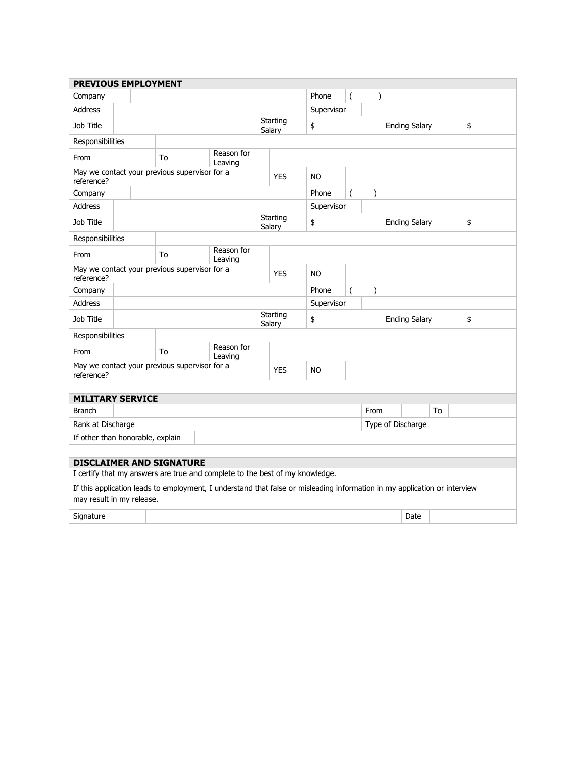## PREVIOUS EMPLOYMENT

| | | | | | | | |
|---|---|---|---|---|---|---|---|
| Company | | | | Phone | ( ) | | |
| Address | | | | Supervisor | | | |
| Job Title | | Starting Salary | | $ | | Ending Salary | $ |
| Responsibilities | | | | | | | |
| From | | To | | Reason for Leaving | | | |
| May we contact your previous supervisor for a reference? | | YES | | NO | | | |
| Company | | | | Phone | ( ) | | |
| Address | | | | Supervisor | | | |
| Job Title | | Starting Salary | | $ | | Ending Salary | $ |
| Responsibilities | | | | | | | |
| From | | To | | Reason for Leaving | | | |
| May we contact your previous supervisor for a reference? | | YES | | NO | | | |
| Company | | | | Phone | ( ) | | |
| Address | | | | Supervisor | | | |
| Job Title | | Starting Salary | | $ | | Ending Salary | $ |
| Responsibilities | | | | | | | |
| From | | To | | Reason for Leaving | | | |
| May we contact your previous supervisor for a reference? | | YES | | NO | | | |

## MILITARY SERVICE

| | | | | | |
|---|---|---|---|---|---|
| Branch | | From | | To | |
| Rank at Discharge | | Type of Discharge | | | |
| If other than honorable, explain | | | | | |

## DISCLAIMER AND SIGNATURE

I certify that my answers are true and complete to the best of my knowledge.

If this application leads to employment, I understand that false or misleading information in my application or interview may result in my release.

| | | | |
|---|---|---|---|
| Signature | | Date | |